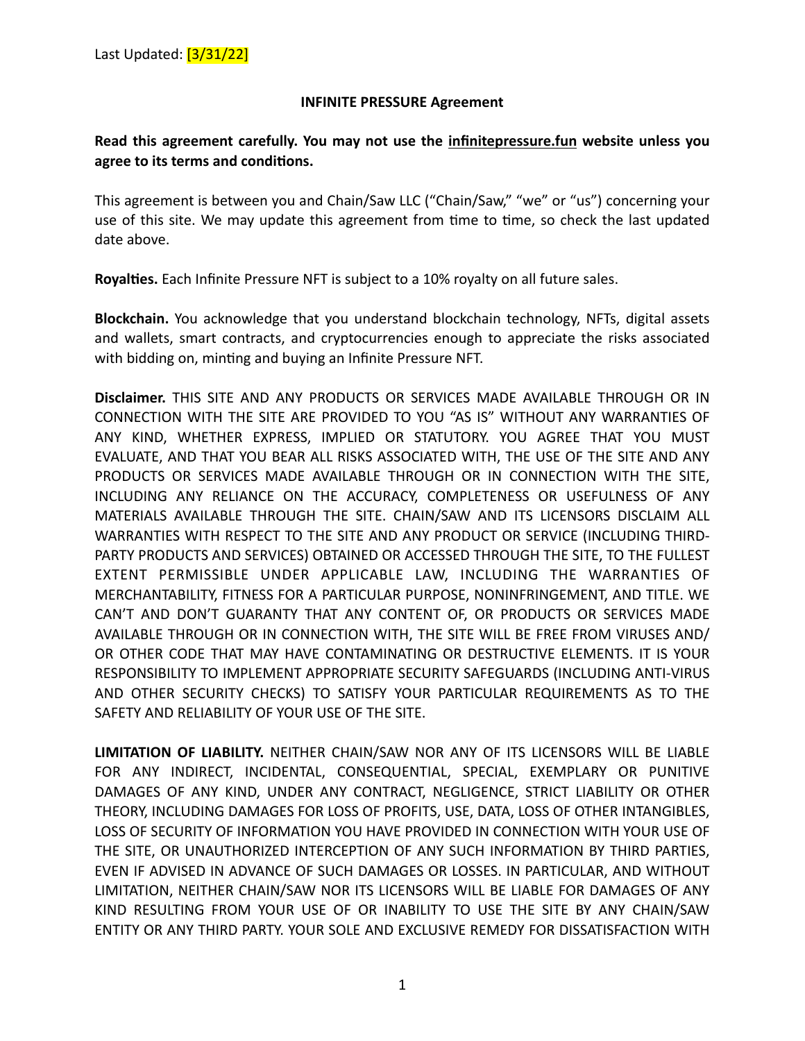Last Updated: [3/31/22]

**INFINITE PRESSURE Agreement**

**Read this agreement carefully. You may not use the infinitepressure.fun website unless you agree to its terms and conditions.**

This agreement is between you and Chain/Saw LLC ("Chain/Saw," "we" or "us") concerning your use of this site. We may update this agreement from time to time, so check the last updated date above.

**Royalties.** Each Infinite Pressure NFT is subject to a 10% royalty on all future sales.

**Blockchain.** You acknowledge that you understand blockchain technology, NFTs, digital assets and wallets, smart contracts, and cryptocurrencies enough to appreciate the risks associated with bidding on, minting and buying an Infinite Pressure NFT.

**Disclaimer.** THIS SITE AND ANY PRODUCTS OR SERVICES MADE AVAILABLE THROUGH OR IN CONNECTION WITH THE SITE ARE PROVIDED TO YOU "AS IS" WITHOUT ANY WARRANTIES OF ANY KIND, WHETHER EXPRESS, IMPLIED OR STATUTORY. YOU AGREE THAT YOU MUST EVALUATE, AND THAT YOU BEAR ALL RISKS ASSOCIATED WITH, THE USE OF THE SITE AND ANY PRODUCTS OR SERVICES MADE AVAILABLE THROUGH OR IN CONNECTION WITH THE SITE, INCLUDING ANY RELIANCE ON THE ACCURACY, COMPLETENESS OR USEFULNESS OF ANY MATERIALS AVAILABLE THROUGH THE SITE. CHAIN/SAW AND ITS LICENSORS DISCLAIM ALL WARRANTIES WITH RESPECT TO THE SITE AND ANY PRODUCT OR SERVICE (INCLUDING THIRD-PARTY PRODUCTS AND SERVICES) OBTAINED OR ACCESSED THROUGH THE SITE, TO THE FULLEST EXTENT PERMISSIBLE UNDER APPLICABLE LAW, INCLUDING THE WARRANTIES OF MERCHANTABILITY, FITNESS FOR A PARTICULAR PURPOSE, NONINFRINGEMENT, AND TITLE. WE CAN'T AND DON'T GUARANTY THAT ANY CONTENT OF, OR PRODUCTS OR SERVICES MADE AVAILABLE THROUGH OR IN CONNECTION WITH, THE SITE WILL BE FREE FROM VIRUSES AND/OR OTHER CODE THAT MAY HAVE CONTAMINATING OR DESTRUCTIVE ELEMENTS. IT IS YOUR RESPONSIBILITY TO IMPLEMENT APPROPRIATE SECURITY SAFEGUARDS (INCLUDING ANTI-VIRUS AND OTHER SECURITY CHECKS) TO SATISFY YOUR PARTICULAR REQUIREMENTS AS TO THE SAFETY AND RELIABILITY OF YOUR USE OF THE SITE.

**LIMITATION OF LIABILITY.** NEITHER CHAIN/SAW NOR ANY OF ITS LICENSORS WILL BE LIABLE FOR ANY INDIRECT, INCIDENTAL, CONSEQUENTIAL, SPECIAL, EXEMPLARY OR PUNITIVE DAMAGES OF ANY KIND, UNDER ANY CONTRACT, NEGLIGENCE, STRICT LIABILITY OR OTHER THEORY, INCLUDING DAMAGES FOR LOSS OF PROFITS, USE, DATA, LOSS OF OTHER INTANGIBLES, LOSS OF SECURITY OF INFORMATION YOU HAVE PROVIDED IN CONNECTION WITH YOUR USE OF THE SITE, OR UNAUTHORIZED INTERCEPTION OF ANY SUCH INFORMATION BY THIRD PARTIES, EVEN IF ADVISED IN ADVANCE OF SUCH DAMAGES OR LOSSES. IN PARTICULAR, AND WITHOUT LIMITATION, NEITHER CHAIN/SAW NOR ITS LICENSORS WILL BE LIABLE FOR DAMAGES OF ANY KIND RESULTING FROM YOUR USE OF OR INABILITY TO USE THE SITE BY ANY CHAIN/SAW ENTITY OR ANY THIRD PARTY. YOUR SOLE AND EXCLUSIVE REMEDY FOR DISSATISFACTION WITH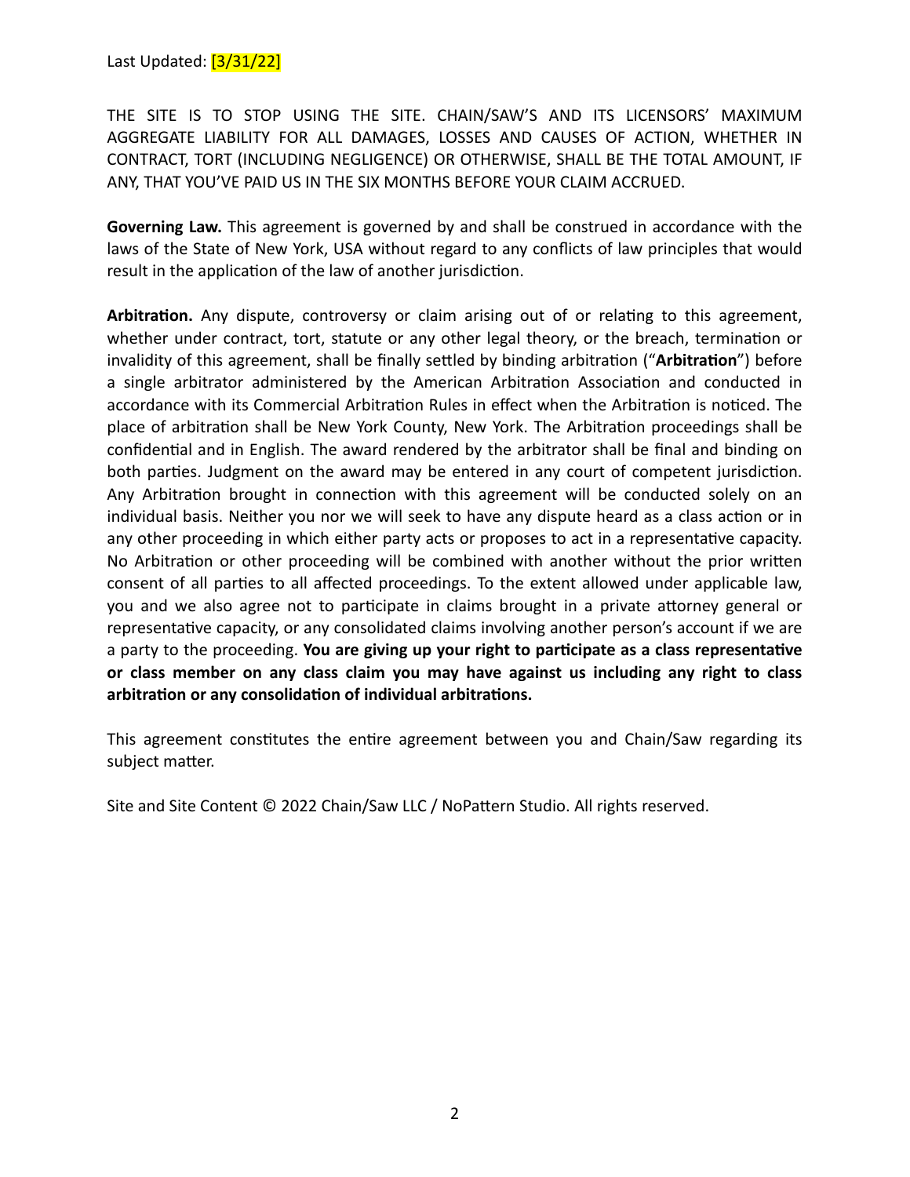Last Updated: [3/31/22]

THE SITE IS TO STOP USING THE SITE. CHAIN/SAW'S AND ITS LICENSORS' MAXIMUM AGGREGATE LIABILITY FOR ALL DAMAGES, LOSSES AND CAUSES OF ACTION, WHETHER IN CONTRACT, TORT (INCLUDING NEGLIGENCE) OR OTHERWISE, SHALL BE THE TOTAL AMOUNT, IF ANY, THAT YOU'VE PAID US IN THE SIX MONTHS BEFORE YOUR CLAIM ACCRUED.

**Governing Law.** This agreement is governed by and shall be construed in accordance with the laws of the State of New York, USA without regard to any conflicts of law principles that would result in the application of the law of another jurisdiction.

**Arbitration.** Any dispute, controversy or claim arising out of or relating to this agreement, whether under contract, tort, statute or any other legal theory, or the breach, termination or invalidity of this agreement, shall be finally settled by binding arbitration ("**Arbitration**") before a single arbitrator administered by the American Arbitration Association and conducted in accordance with its Commercial Arbitration Rules in effect when the Arbitration is noticed. The place of arbitration shall be New York County, New York. The Arbitration proceedings shall be confidential and in English. The award rendered by the arbitrator shall be final and binding on both parties. Judgment on the award may be entered in any court of competent jurisdiction. Any Arbitration brought in connection with this agreement will be conducted solely on an individual basis. Neither you nor we will seek to have any dispute heard as a class action or in any other proceeding in which either party acts or proposes to act in a representative capacity. No Arbitration or other proceeding will be combined with another without the prior written consent of all parties to all affected proceedings. To the extent allowed under applicable law, you and we also agree not to participate in claims brought in a private attorney general or representative capacity, or any consolidated claims involving another person's account if we are a party to the proceeding. **You are giving up your right to participate as a class representative or class member on any class claim you may have against us including any right to class arbitration or any consolidation of individual arbitrations.**

This agreement constitutes the entire agreement between you and Chain/Saw regarding its subject matter.

Site and Site Content © 2022 Chain/Saw LLC / NoPattern Studio. All rights reserved.